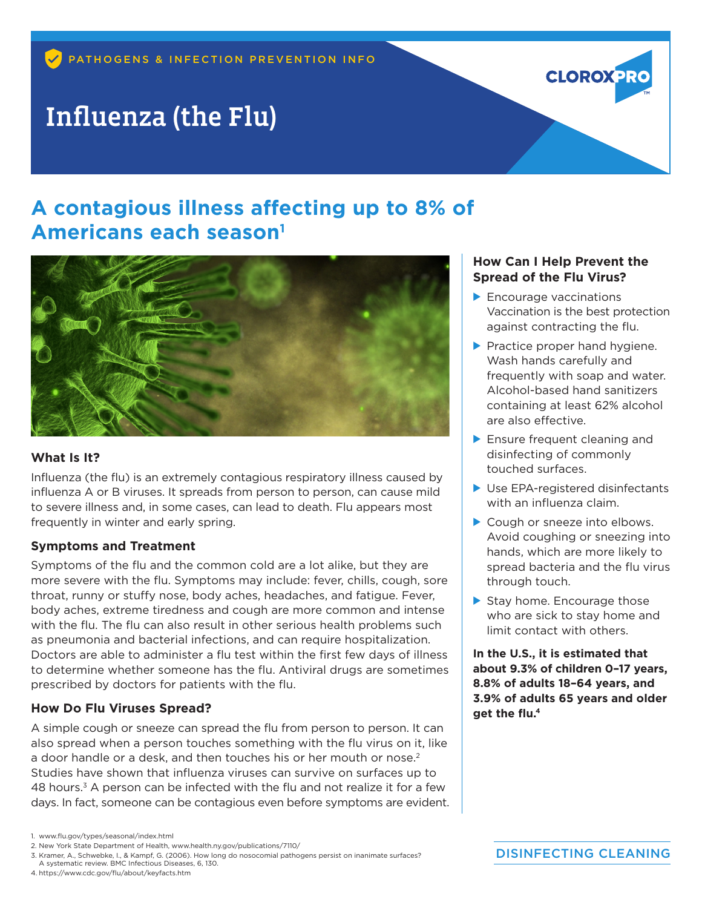PATHOGENS & INFECTION PREVENTION INFO

CLOROXPRO

# Influenza (the Flu)

## A contagious illness affecting up to 8% of Americans each season[1]

### What Is It?

Influenza (the flu) is an extremely contagious respiratory illness caused by influenza A or B viruses. It spreads from person to person, can cause mild to severe illness and, in some cases, can lead to death. Flu appears most frequently in winter and early spring.

### Symptoms and Treatment

Symptoms of the flu and the common cold are a lot alike, but they are more severe with the flu. Symptoms may include: fever, chills, cough, sore throat, runny or stuffy nose, body aches, headaches, and fatigue. Fever, body aches, extreme tiredness and cough are more common and intense with the flu. The flu can also result in other serious health problems such as pneumonia and bacterial infections, and can require hospitalization. Doctors are able to administer a flu test within the first few days of illness to determine whether someone has the flu. Antiviral drugs are sometimes prescribed by doctors for patients with the flu.

### How Do Flu Viruses Spread?

A simple cough or sneeze can spread the flu from person to person. It can also spread when a person touches something with the flu virus on it, like a door handle or a desk, and then touches his or her mouth or nose.[2] Studies have shown that influenza viruses can survive on surfaces up to 48 hours.[3] A person can be infected with the flu and not realize it for a few days. In fact, someone can be contagious even before symptoms are evident.

### How Can I Help Prevent the Spread of the Flu Virus?

- Encourage vaccinations Vaccination is the best protection against contracting the flu.
- Practice proper hand hygiene. Wash hands carefully and frequently with soap and water. Alcohol-based hand sanitizers containing at least 62% alcohol are also effective.
- Ensure frequent cleaning and disinfecting of commonly touched surfaces.
- Use EPA-registered disinfectants with an influenza claim.
- Cough or sneeze into elbows. Avoid coughing or sneezing into hands, which are more likely to spread bacteria and the flu virus through touch.
- Stay home. Encourage those who are sick to stay home and limit contact with others.

**In the U.S., it is estimated that about 9.3% of children 0–17 years, 8.8% of adults 18–64 years, and 3.9% of adults 65 years and older get the flu.[4]**

1. www.flu.gov/types/seasonal/index.html
2. New York State Department of Health, www.health.ny.gov/publications/7110/
3. Kramer, A., Schwebke, I., & Kampf, G. (2006). How long do nosocomial pathogens persist on inanimate surfaces? A systematic review. BMC Infectious Diseases, 6, 130.
4. https://www.cdc.gov/flu/about/keyfacts.htm

DISINFECTING CLEANING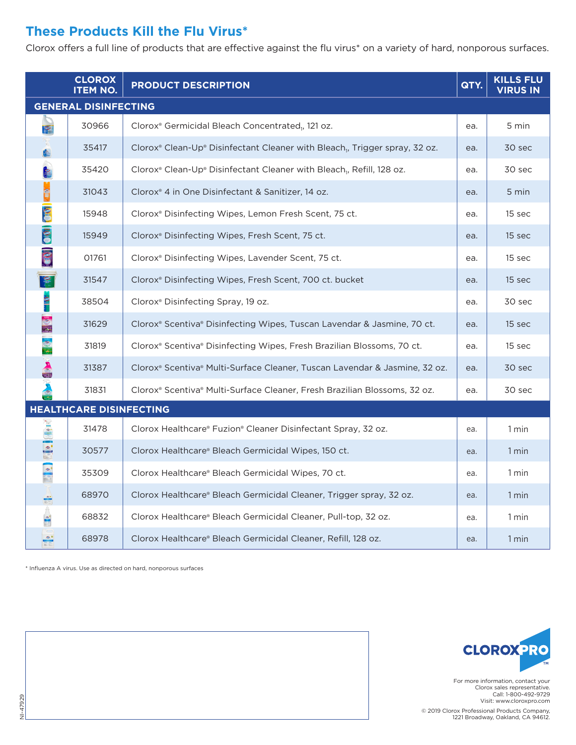## These Products Kill the Flu Virus*

Clorox offers a full line of products that are effective against the flu virus* on a variety of hard, nonporous surfaces.

| | CLOROX ITEM NO. | PRODUCT DESCRIPTION | QTY. | KILLS FLU VIRUS IN |
|---|---|---|---|---|
| **GENERAL DISINFECTING** | | | | |
| | 30966 | Clorox® Germicidal Bleach Concentrated[1], 121 oz. | ea. | 5 min |
| | 35417 | Clorox® Clean-Up® Disinfectant Cleaner with Bleach[1], Trigger spray, 32 oz. | ea. | 30 sec |
| | 35420 | Clorox® Clean-Up® Disinfectant Cleaner with Bleach[1], Refill, 128 oz. | ea. | 30 sec |
| | 31043 | Clorox® 4 in One Disinfectant & Sanitizer, 14 oz. | ea. | 5 min |
| | 15948 | Clorox® Disinfecting Wipes, Lemon Fresh Scent, 75 ct. | ea. | 15 sec |
| | 15949 | Clorox® Disinfecting Wipes, Fresh Scent, 75 ct. | ea. | 15 sec |
| | 01761 | Clorox® Disinfecting Wipes, Lavender Scent, 75 ct. | ea. | 15 sec |
| | 31547 | Clorox® Disinfecting Wipes, Fresh Scent, 700 ct. bucket | ea. | 15 sec |
| | 38504 | Clorox® Disinfecting Spray, 19 oz. | ea. | 30 sec |
| | 31629 | Clorox® Scentiva® Disinfecting Wipes, Tuscan Lavendar & Jasmine, 70 ct. | ea. | 15 sec |
| | 31819 | Clorox® Scentiva® Disinfecting Wipes, Fresh Brazilian Blossoms, 70 ct. | ea. | 15 sec |
| | 31387 | Clorox® Scentiva® Multi-Surface Cleaner, Tuscan Lavendar & Jasmine, 32 oz. | ea. | 30 sec |
| | 31831 | Clorox® Scentiva® Multi-Surface Cleaner, Fresh Brazilian Blossoms, 32 oz. | ea. | 30 sec |
| **HEALTHCARE DISINFECTING** | | | | |
| | 31478 | Clorox Healthcare® Fuzion® Cleaner Disinfectant Spray, 32 oz. | ea. | 1 min |
| | 30577 | Clorox Healthcare® Bleach Germicidal Wipes, 150 ct. | ea. | 1 min |
| | 35309 | Clorox Healthcare® Bleach Germicidal Wipes, 70 ct. | ea. | 1 min |
| | 68970 | Clorox Healthcare® Bleach Germicidal Cleaner, Trigger spray, 32 oz. | ea. | 1 min |
| | 68832 | Clorox Healthcare® Bleach Germicidal Cleaner, Pull-top, 32 oz. | ea. | 1 min |
| | 68978 | Clorox Healthcare® Bleach Germicidal Cleaner, Refill, 128 oz. | ea. | 1 min |

* Influenza A virus. Use as directed on hard, nonporous surfaces

CLOROXPRO™

For more information, contact your Clorox sales representative.
Call: 1-800-492-9729
Visit: www.cloroxpro.com

© 2019 Clorox Professional Products Company, 1221 Broadway, Oakland, CA 94612.

NI-47929